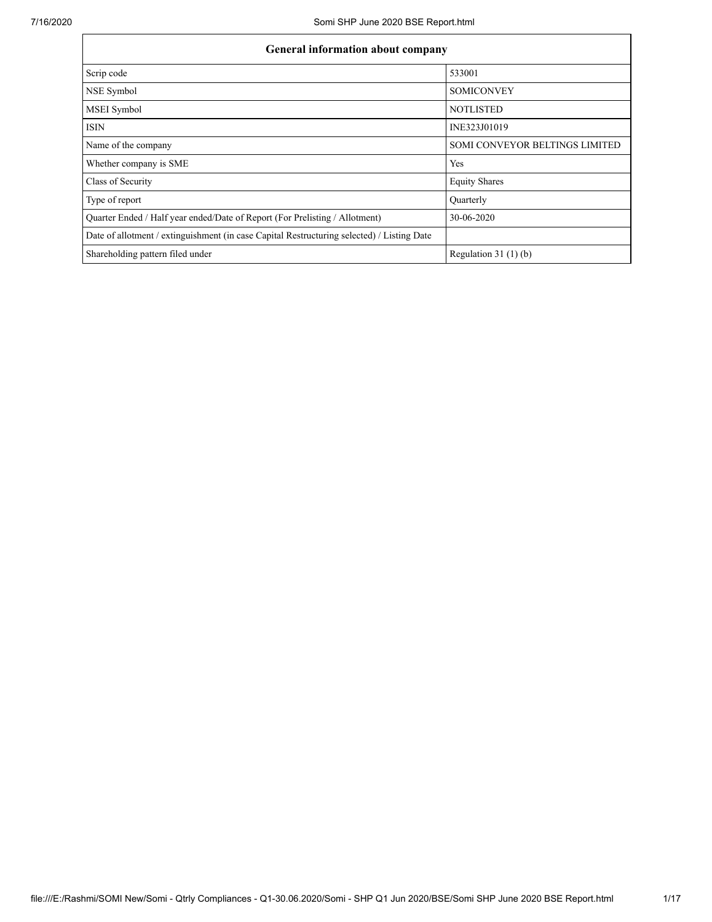| General information about company | |
|---|---|
| Scrip code | 533001 |
| NSE Symbol | SOMICONVEY |
| MSEI Symbol | NOTLISTED |
| ISIN | INE323J01019 |
| Name of the company | SOMI CONVEYOR BELTINGS LIMITED |
| Whether company is SME | Yes |
| Class of Security | Equity Shares |
| Type of report | Quarterly |
| Quarter Ended / Half year ended/Date of Report (For Prelisting / Allotment) | 30-06-2020 |
| Date of allotment / extinguishment (in case Capital Restructuring selected) / Listing Date | |
| Shareholding pattern filed under | Regulation 31 (1) (b) |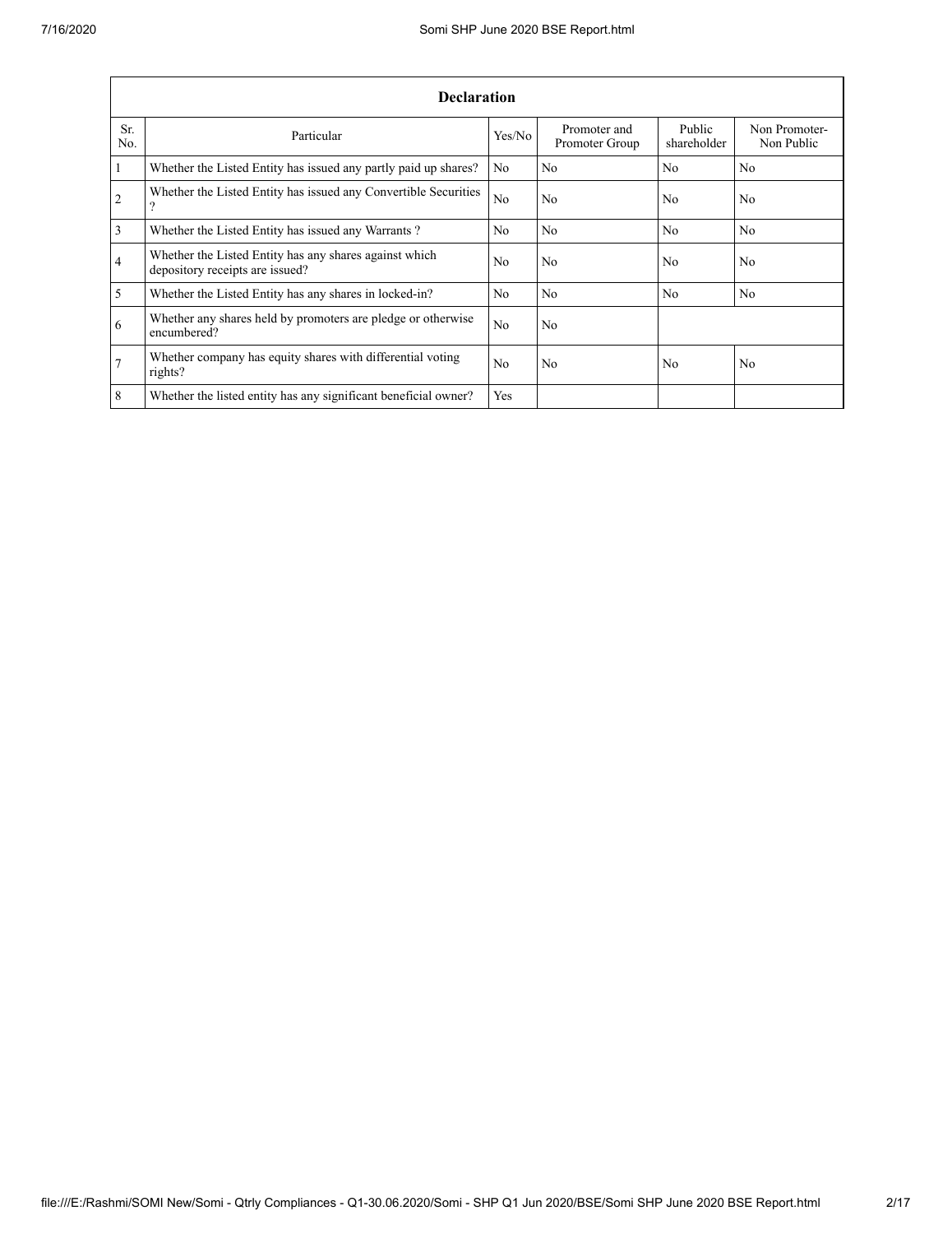| Declaration | | | | | |
|---|---|---|---|---|---|
| Sr. No. | Particular | Yes/No | Promoter and Promoter Group | Public shareholder | Non Promoter- Non Public |
| 1 | Whether the Listed Entity has issued any partly paid up shares? | No | No | No | No |
| 2 | Whether the Listed Entity has issued any Convertible Securities ? | No | No | No | No |
| 3 | Whether the Listed Entity has issued any Warrants ? | No | No | No | No |
| 4 | Whether the Listed Entity has any shares against which depository receipts are issued? | No | No | No | No |
| 5 | Whether the Listed Entity has any shares in locked-in? | No | No | No | No |
| 6 | Whether any shares held by promoters are pledge or otherwise encumbered? | No | No | | |
| 7 | Whether company has equity shares with differential voting rights? | No | No | No | No |
| 8 | Whether the listed entity has any significant beneficial owner? | Yes | | | |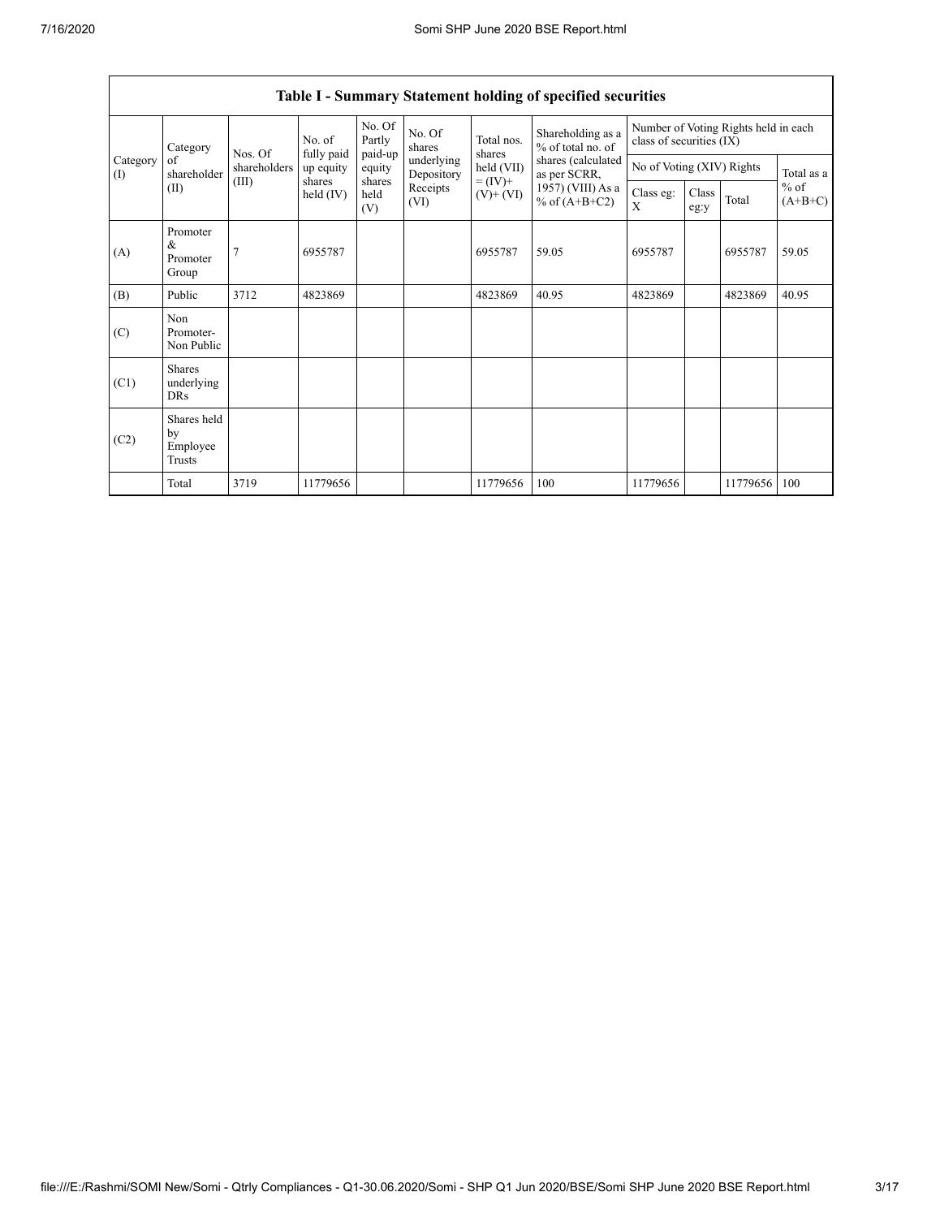## Table I - Summary Statement holding of specified securities

| Category (I) | Category of shareholder (II) | Nos. Of shareholders (III) | No. of fully paid up equity shares held (IV) | No. Of Partly paid-up equity shares held (V) | No. Of shares underlying Depository Receipts (VI) | Total nos. shares held (VII) = (IV)+ (V)+ (VI) | Shareholding as a % of total no. of shares (calculated as per SCRR, 1957) (VIII) As a % of (A+B+C2) | Number of Voting Rights held in each class of securities (IX) | | | |
|---|---|---|---|---|---|---|---|---|---|---|---|
| | | | | | | | | No of Voting (XIV) Rights | | | Total as a % of (A+B+C) |
| | | | | | | | | Class eg: X | Class eg:y | Total | |
| (A) | Promoter & Promoter Group | 7 | 6955787 | | | 6955787 | 59.05 | 6955787 | | 6955787 | 59.05 |
| (B) | Public | 3712 | 4823869 | | | 4823869 | 40.95 | 4823869 | | 4823869 | 40.95 |
| (C) | Non Promoter- Non Public | | | | | | | | | | |
| (C1) | Shares underlying DRs | | | | | | | | | | |
| (C2) | Shares held by Employee Trusts | | | | | | | | | | |
| | Total | 3719 | 11779656 | | | 11779656 | 100 | 11779656 | | 11779656 | 100 |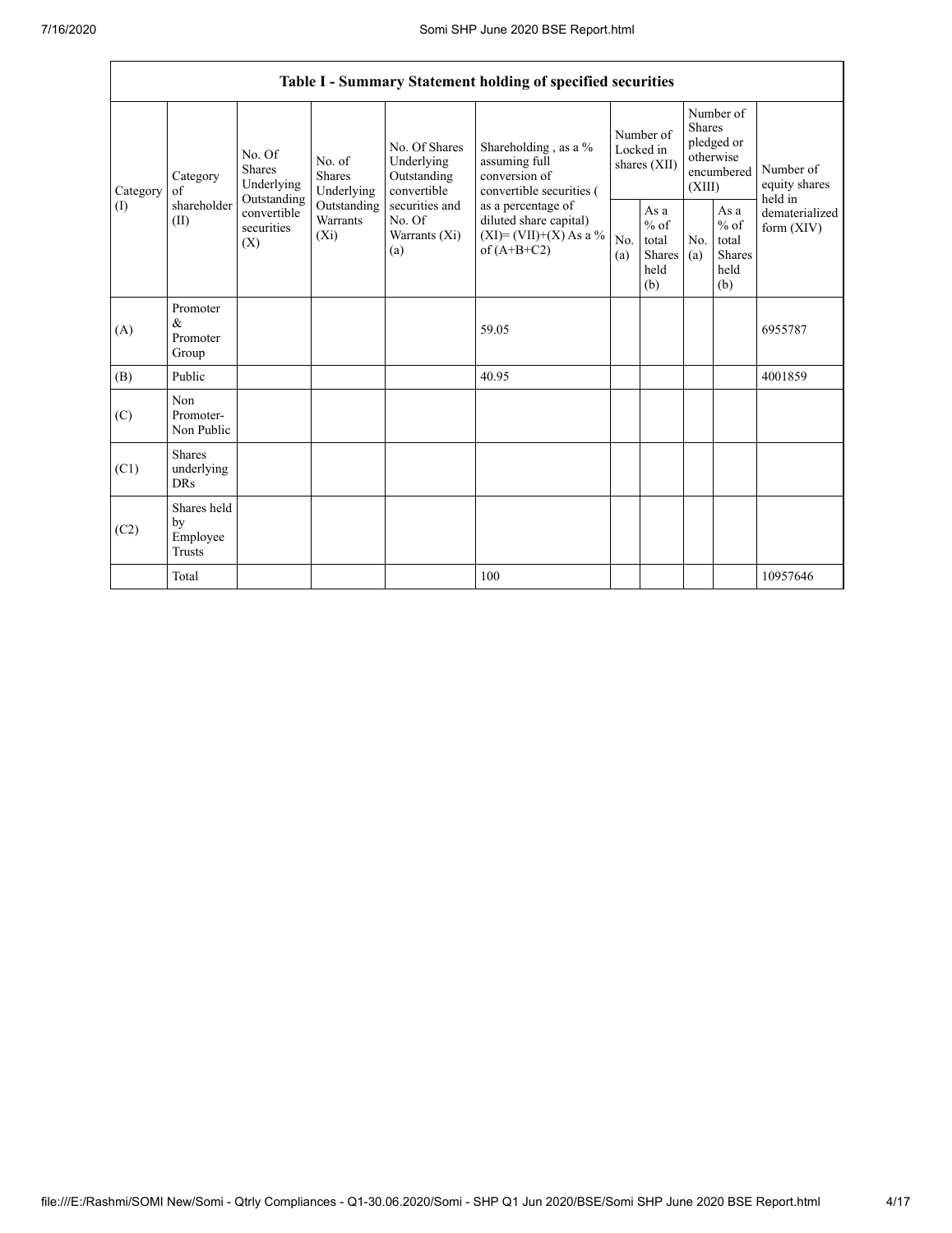| Table I - Summary Statement holding of specified securities | | | | | | | | | | | |
|---|---|---|---|---|---|---|---|---|---|---|---|
| Category (I) | Category of shareholder (II) | No. Of Shares Underlying Outstanding convertible securities (X) | No. of Shares Underlying Outstanding Warrants (Xi) | No. Of Shares Underlying Outstanding convertible securities and No. Of Warrants (Xi) (a) | Shareholding , as a % assuming full conversion of convertible securities ( as a percentage of diluted share capital) (XI)= (VII)+(X) As a % of (A+B+C2) | Number of Locked in shares (XII) | | Number of Shares pledged or otherwise encumbered (XIII) | | Number of equity shares held in dematerialized form (XIV) |
| | | | | | | No. (a) | As a % of total Shares held (b) | No. (a) | As a % of total Shares held (b) | |
| (A) | Promoter & Promoter Group | | | | 59.05 | | | | | 6955787 |
| (B) | Public | | | | 40.95 | | | | | 4001859 |
| (C) | Non Promoter- Non Public | | | | | | | | | |
| (C1) | Shares underlying DRs | | | | | | | | | |
| (C2) | Shares held by Employee Trusts | | | | | | | | | |
| | Total | | | | 100 | | | | | 10957646 |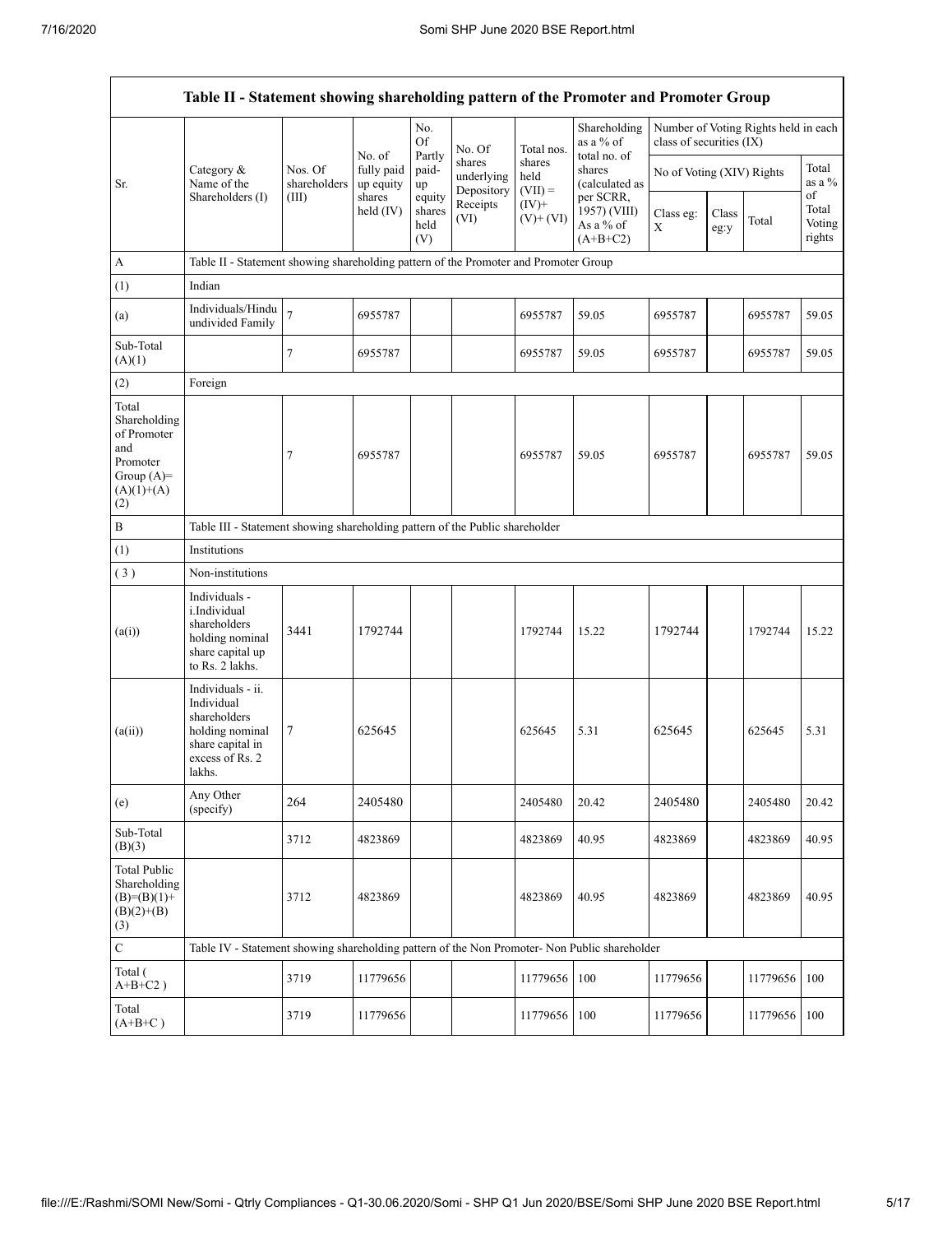| Table II - Statement showing shareholding pattern of the Promoter and Promoter Group | | | | | | | | | | | |
|---|---|---|---|---|---|---|---|---|---|---|---|
| Sr. | Category & Name of the Shareholders (I) | Nos. Of shareholders (III) | No. of fully paid up equity shares held (IV) | No. Of Partly paid-up equity shares held (V) | No. Of shares underlying Depository Receipts (VI) | Total nos. shares held (VII) = (IV)+ (V)+ (VI) | Shareholding as a % of total no. of shares (calculated as per SCRR, 1957) (VIII) As a % of (A+B+C2) | Number of Voting Rights held in each class of securities (IX) | | | |
| | | | | | | | | No of Voting (XIV) Rights | | | Total as a % of Total Voting rights |
| | | | | | | | | Class eg: X | Class eg:y | Total | |
| A | Table II - Statement showing shareholding pattern of the Promoter and Promoter Group | | | | | | | | | | |
| (1) | Indian | | | | | | | | | | |
| (a) | Individuals/Hindu undivided Family | 7 | 6955787 | | | 6955787 | 59.05 | 6955787 | | 6955787 | 59.05 |
| Sub-Total (A)(1) | | 7 | 6955787 | | | 6955787 | 59.05 | 6955787 | | 6955787 | 59.05 |
| (2) | Foreign | | | | | | | | | | |
| Total Shareholding of Promoter and Promoter Group (A)=(A)(1)+(A)(2) | | 7 | 6955787 | | | 6955787 | 59.05 | 6955787 | | 6955787 | 59.05 |
| B | Table III - Statement showing shareholding pattern of the Public shareholder | | | | | | | | | | |
| (1) | Institutions | | | | | | | | | | |
| (3) | Non-institutions | | | | | | | | | | |
| (a(i)) | Individuals - i.Individual shareholders holding nominal share capital up to Rs. 2 lakhs. | 3441 | 1792744 | | | 1792744 | 15.22 | 1792744 | | 1792744 | 15.22 |
| (a(ii)) | Individuals - ii. Individual shareholders holding nominal share capital in excess of Rs. 2 lakhs. | 7 | 625645 | | | 625645 | 5.31 | 625645 | | 625645 | 5.31 |
| (e) | Any Other (specify) | 264 | 2405480 | | | 2405480 | 20.42 | 2405480 | | 2405480 | 20.42 |
| Sub-Total (B)(3) | | 3712 | 4823869 | | | 4823869 | 40.95 | 4823869 | | 4823869 | 40.95 |
| Total Public Shareholding (B)=(B)(1)+(B)(2)+(B)(3) | | 3712 | 4823869 | | | 4823869 | 40.95 | 4823869 | | 4823869 | 40.95 |
| C | Table IV - Statement showing shareholding pattern of the Non Promoter- Non Public shareholder | | | | | | | | | | |
| Total ( A+B+C2 ) | | 3719 | 11779656 | | | 11779656 | 100 | 11779656 | | 11779656 | 100 |
| Total (A+B+C ) | | 3719 | 11779656 | | | 11779656 | 100 | 11779656 | | 11779656 | 100 |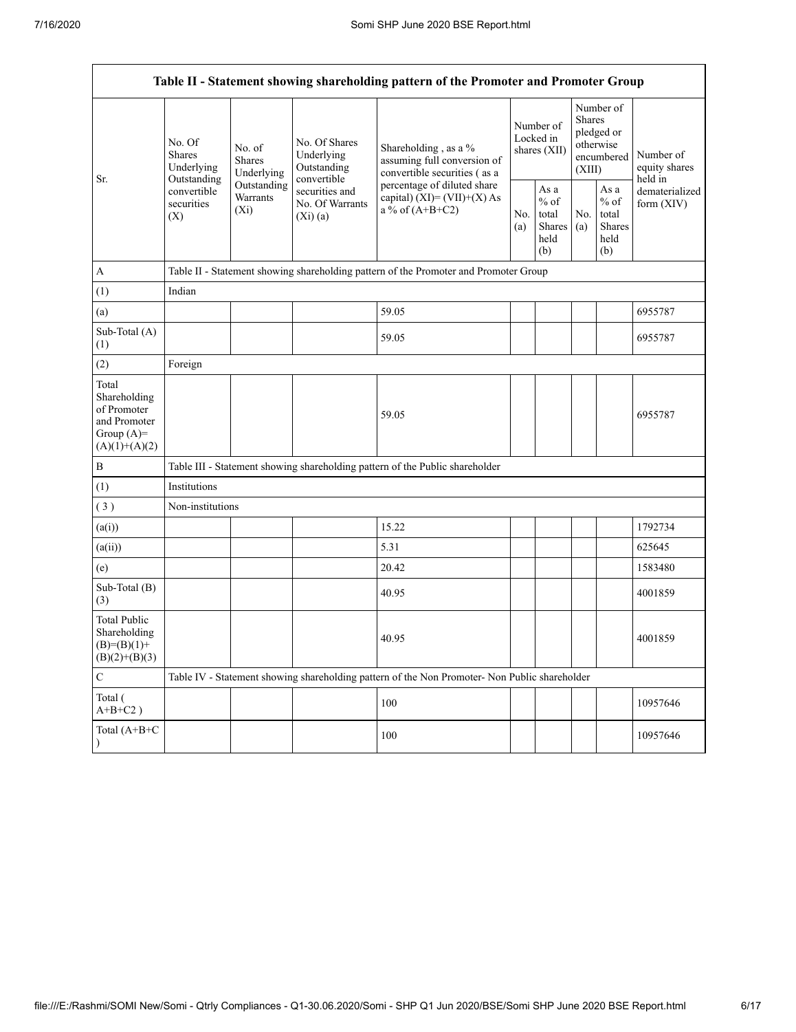| Table II - Statement showing shareholding pattern of the Promoter and Promoter Group | | | | | | | | | |
|---|---|---|---|---|---|---|---|---|---|
| Sr. | No. Of Shares Underlying Outstanding convertible securities (X) | No. of Shares Underlying Outstanding Warrants (Xi) | No. Of Shares Underlying Outstanding convertible securities and No. Of Warrants (Xi) (a) | Shareholding , as a % assuming full conversion of convertible securities ( as a percentage of diluted share capital) (XI)= (VII)+(X) As a % of (A+B+C2) | Number of Locked in shares (XII) | | Number of Shares pledged or otherwise encumbered (XIII) | | Number of equity shares held in dematerialized form (XIV) |
| | | | | | No. (a) | As a % of total Shares held (b) | No. (a) | As a % of total Shares held (b) | |
| A | Table II - Statement showing shareholding pattern of the Promoter and Promoter Group | | | | | | | | |
| (1) | Indian | | | | | | | | |
| (a) | | | | 59.05 | | | | | 6955787 |
| Sub-Total (A) (1) | | | | 59.05 | | | | | 6955787 |
| (2) | Foreign | | | | | | | | |
| Total Shareholding of Promoter and Promoter Group (A)= (A)(1)+(A)(2) | | | | 59.05 | | | | | 6955787 |
| B | Table III - Statement showing shareholding pattern of the Public shareholder | | | | | | | | |
| (1) | Institutions | | | | | | | | |
| ( 3 ) | Non-institutions | | | | | | | | |
| (a(i)) | | | | 15.22 | | | | | 1792734 |
| (a(ii)) | | | | 5.31 | | | | | 625645 |
| (e) | | | | 20.42 | | | | | 1583480 |
| Sub-Total (B) (3) | | | | 40.95 | | | | | 4001859 |
| Total Public Shareholding (B)=(B)(1)+ (B)(2)+(B)(3) | | | | 40.95 | | | | | 4001859 |
| C | Table IV - Statement showing shareholding pattern of the Non Promoter- Non Public shareholder | | | | | | | | |
| Total ( A+B+C2 ) | | | | 100 | | | | | 10957646 |
| Total (A+B+C ) | | | | 100 | | | | | 10957646 |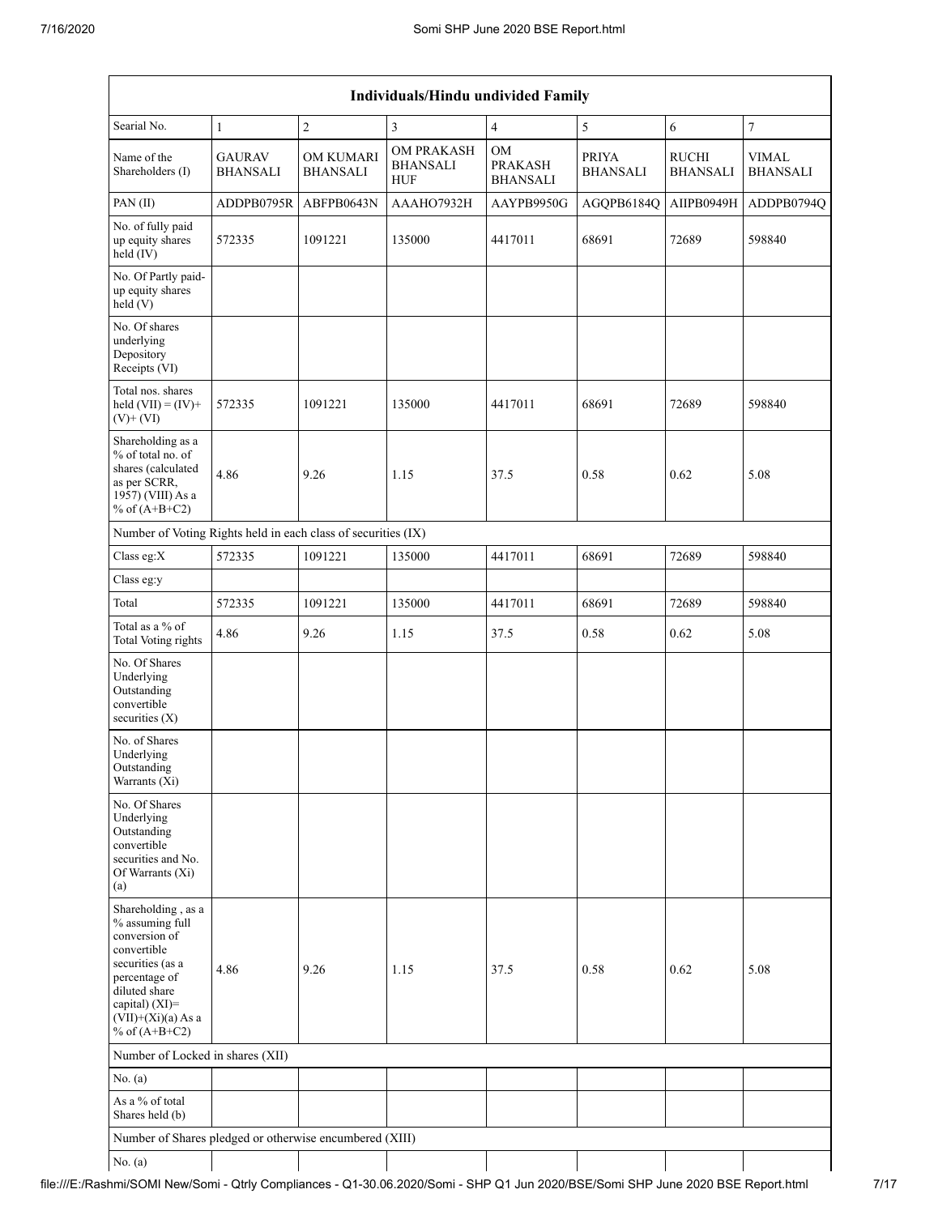| Individuals/Hindu undivided Family | | | | | | | |
|---|---|---|---|---|---|---|---|
| Searial No. | 1 | 2 | 3 | 4 | 5 | 6 | 7 |
| Name of the Shareholders (I) | GAURAV BHANSALI | OM KUMARI BHANSALI | OM PRAKASH BHANSALI HUF | OM PRAKASH BHANSALI | PRIYA BHANSALI | RUCHI BHANSALI | VIMAL BHANSALI |
| PAN (II) | ADDPB0795R | ABFPB0643N | AAAHO7932H | AAYPB9950G | AGQPB6184Q | AIIPB0949H | ADDPB0794Q |
| No. of fully paid up equity shares held (IV) | 572335 | 1091221 | 135000 | 4417011 | 68691 | 72689 | 598840 |
| No. Of Partly paid-up equity shares held (V) | | | | | | | |
| No. Of shares underlying Depository Receipts (VI) | | | | | | | |
| Total nos. shares held (VII) = (IV)+ (V)+ (VI) | 572335 | 1091221 | 135000 | 4417011 | 68691 | 72689 | 598840 |
| Shareholding as a % of total no. of shares (calculated as per SCRR, 1957) (VIII) As a % of (A+B+C2) | 4.86 | 9.26 | 1.15 | 37.5 | 0.58 | 0.62 | 5.08 |
| Number of Voting Rights held in each class of securities (IX) | | | | | | | |
| Class eg:X | 572335 | 1091221 | 135000 | 4417011 | 68691 | 72689 | 598840 |
| Class eg:y | | | | | | | |
| Total | 572335 | 1091221 | 135000 | 4417011 | 68691 | 72689 | 598840 |
| Total as a % of Total Voting rights | 4.86 | 9.26 | 1.15 | 37.5 | 0.58 | 0.62 | 5.08 |
| No. Of Shares Underlying Outstanding convertible securities (X) | | | | | | | |
| No. of Shares Underlying Outstanding Warrants (Xi) | | | | | | | |
| No. Of Shares Underlying Outstanding convertible securities and No. Of Warrants (Xi) (a) | | | | | | | |
| Shareholding , as a % assuming full conversion of convertible securities (as a percentage of diluted share capital) (XI)= (VII)+(Xi)(a) As a % of (A+B+C2) | 4.86 | 9.26 | 1.15 | 37.5 | 0.58 | 0.62 | 5.08 |
| Number of Locked in shares (XII) | | | | | | | |
| No. (a) | | | | | | | |
| As a % of total Shares held (b) | | | | | | | |
| Number of Shares pledged or otherwise encumbered (XIII) | | | | | | | |
| No. (a) | | | | | | | |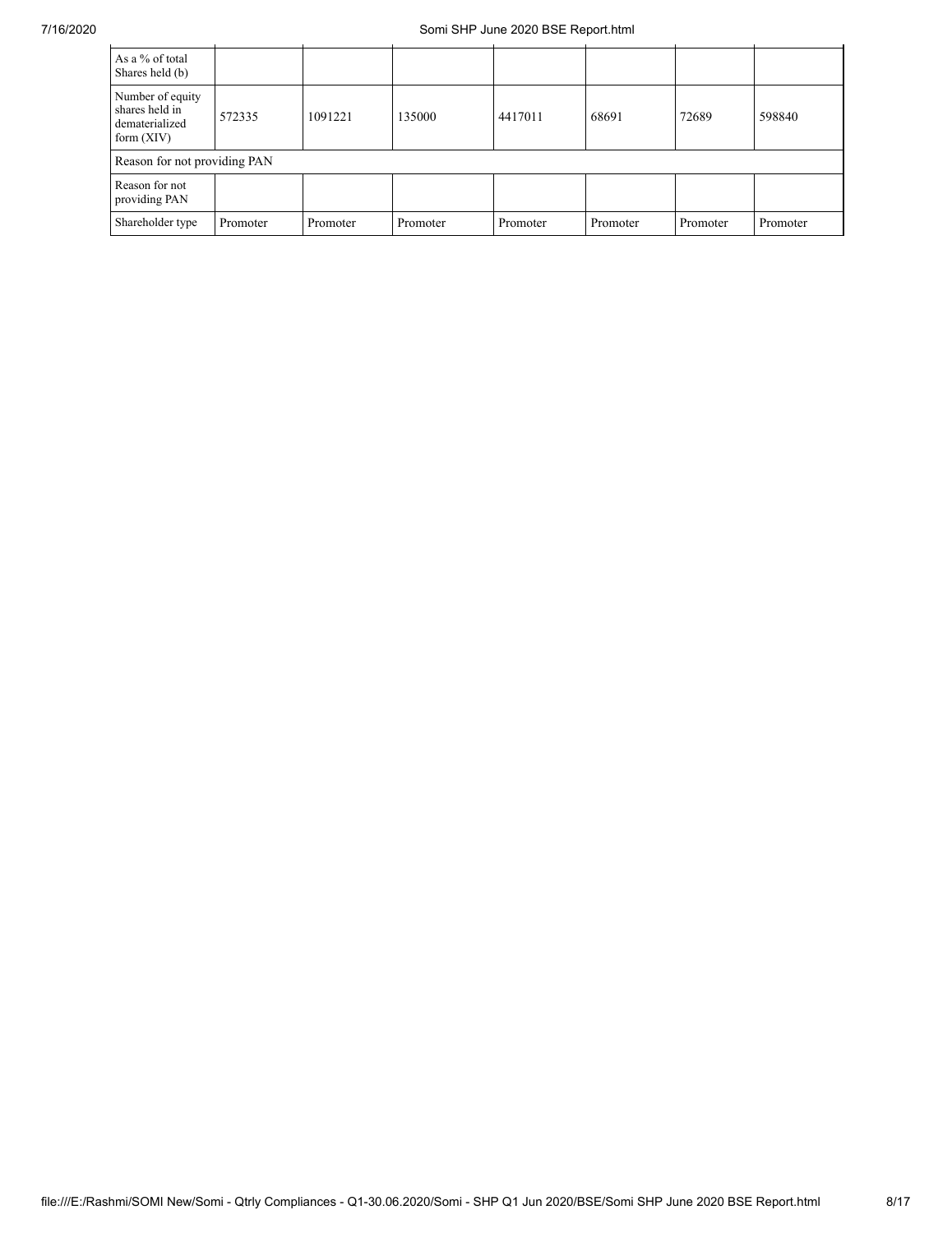| As a % of total Shares held (b) | | | | | | | |
|---|---|---|---|---|---|---|---|
| Number of equity shares held in dematerialized form (XIV) | 572335 | 1091221 | 135000 | 4417011 | 68691 | 72689 | 598840 |
| Reason for not providing PAN | | | | | | | |
| Reason for not providing PAN | | | | | | | |
| Shareholder type | Promoter | Promoter | Promoter | Promoter | Promoter | Promoter | Promoter |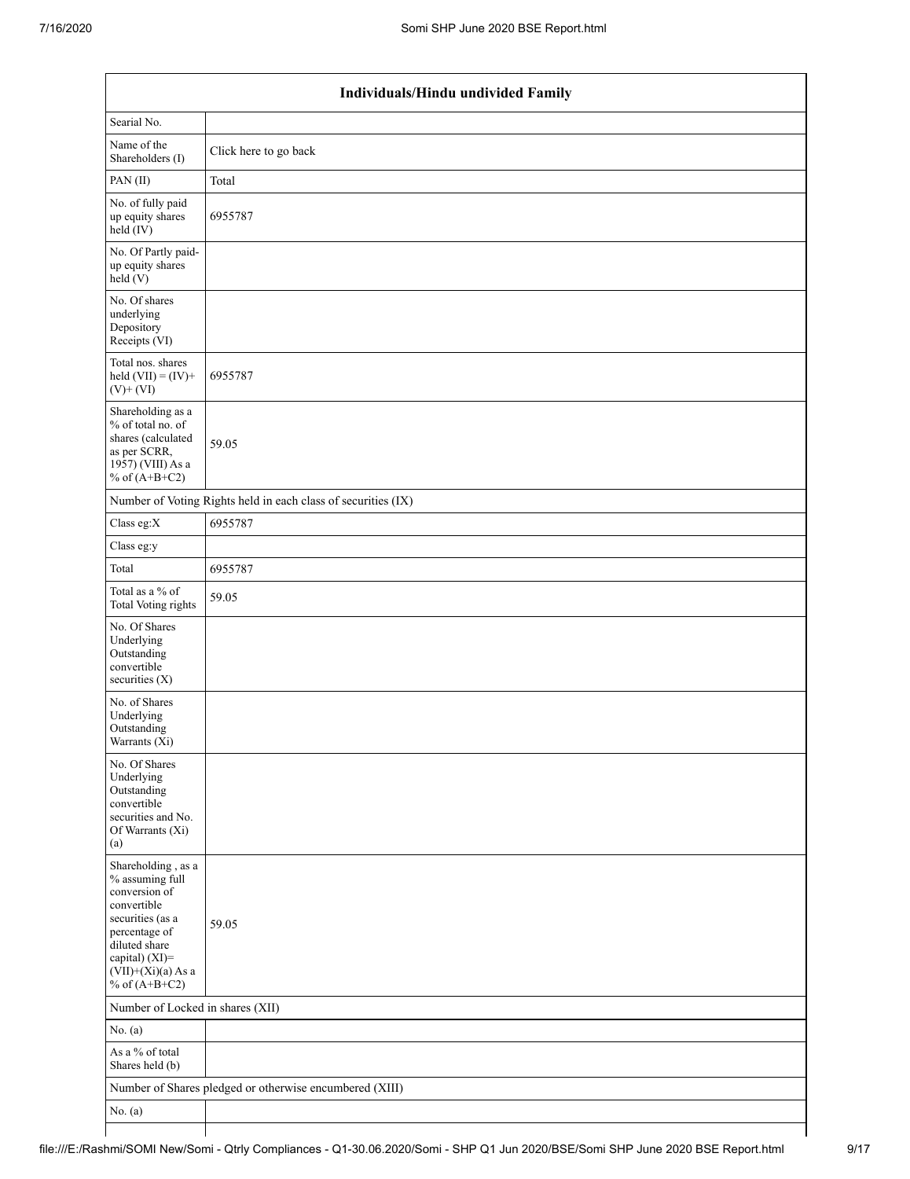| Individuals/Hindu undivided Family | |
|---|---|
| Searial No. | |
| Name of the Shareholders (I) | Click here to go back |
| PAN (II) | Total |
| No. of fully paid up equity shares held (IV) | 6955787 |
| No. Of Partly paid-up equity shares held (V) | |
| No. Of shares underlying Depository Receipts (VI) | |
| Total nos. shares held (VII) = (IV)+(V)+ (VI) | 6955787 |
| Shareholding as a % of total no. of shares (calculated as per SCRR, 1957) (VIII) As a % of (A+B+C2) | 59.05 |
| Number of Voting Rights held in each class of securities (IX) | |
| Class eg:X | 6955787 |
| Class eg:y | |
| Total | 6955787 |
| Total as a % of Total Voting rights | 59.05 |
| No. Of Shares Underlying Outstanding convertible securities (X) | |
| No. of Shares Underlying Outstanding Warrants (Xi) | |
| No. Of Shares Underlying Outstanding convertible securities and No. Of Warrants (Xi) (a) | |
| Shareholding , as a % assuming full conversion of convertible securities (as a percentage of diluted share capital) (XI)= (VII)+(Xi)(a) As a % of (A+B+C2) | 59.05 |
| Number of Locked in shares (XII) | |
| No. (a) | |
| As a % of total Shares held (b) | |
| Number of Shares pledged or otherwise encumbered (XIII) | |
| No. (a) | |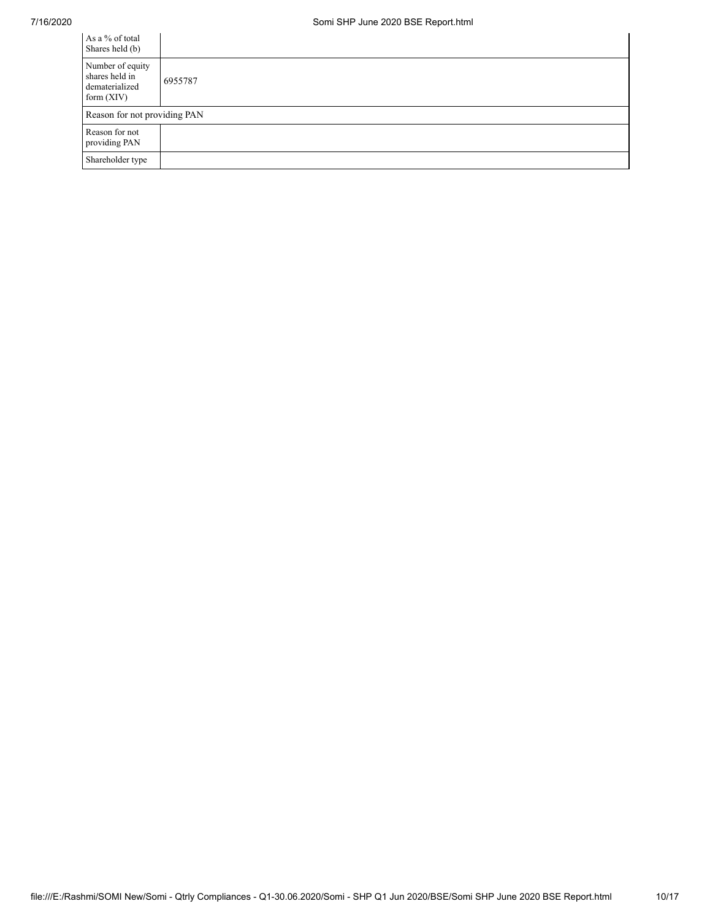| As a % of total Shares held (b) | |
|---|---|
| Number of equity shares held in dematerialized form (XIV) | 6955787 |
| Reason for not providing PAN | |
| Reason for not providing PAN | |
| Shareholder type | |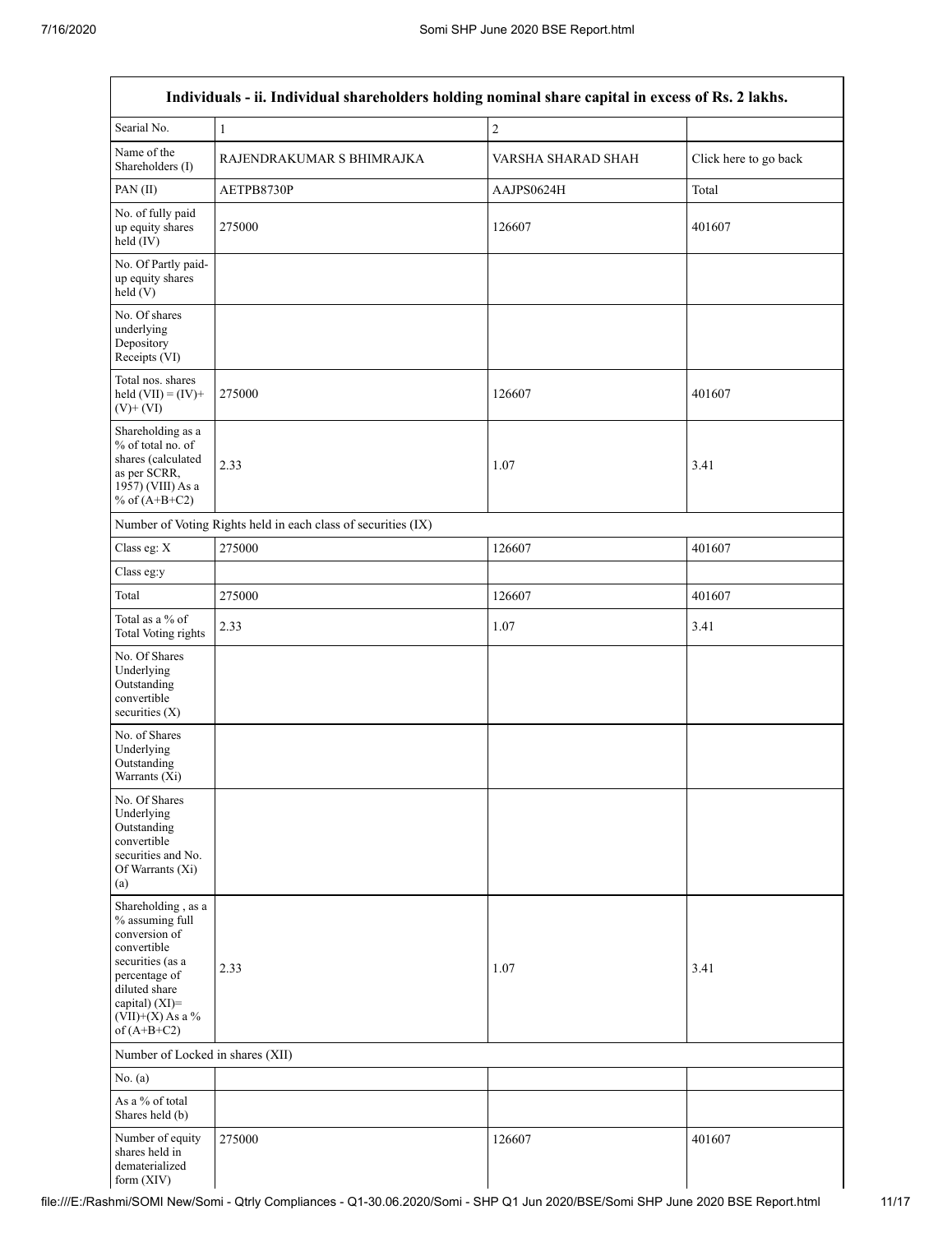| Individuals - ii. Individual shareholders holding nominal share capital in excess of Rs. 2 lakhs. | | | |
|---|---|---|---|
| Searial No. | 1 | 2 | |
| Name of the Shareholders (I) | RAJENDRAKUMAR S BHIMRAJKA | VARSHA SHARAD SHAH | Click here to go back |
| PAN (II) | AETPB8730P | AAJPS0624H | Total |
| No. of fully paid up equity shares held (IV) | 275000 | 126607 | 401607 |
| No. Of Partly paid-up equity shares held (V) | | | |
| No. Of shares underlying Depository Receipts (VI) | | | |
| Total nos. shares held (VII) = (IV)+ (V)+ (VI) | 275000 | 126607 | 401607 |
| Shareholding as a % of total no. of shares (calculated as per SCRR, 1957) (VIII) As a % of (A+B+C2) | 2.33 | 1.07 | 3.41 |
| Number of Voting Rights held in each class of securities (IX) | | | |
| Class eg: X | 275000 | 126607 | 401607 |
| Class eg:y | | | |
| Total | 275000 | 126607 | 401607 |
| Total as a % of Total Voting rights | 2.33 | 1.07 | 3.41 |
| No. Of Shares Underlying Outstanding convertible securities (X) | | | |
| No. of Shares Underlying Outstanding Warrants (Xi) | | | |
| No. Of Shares Underlying Outstanding convertible securities and No. Of Warrants (Xi) (a) | | | |
| Shareholding , as a % assuming full conversion of convertible securities (as a percentage of diluted share capital) (XI)= (VII)+(X) As a % of (A+B+C2) | 2.33 | 1.07 | 3.41 |
| Number of Locked in shares (XII) | | | |
| No. (a) | | | |
| As a % of total Shares held (b) | | | |
| Number of equity shares held in dematerialized form (XIV) | 275000 | 126607 | 401607 |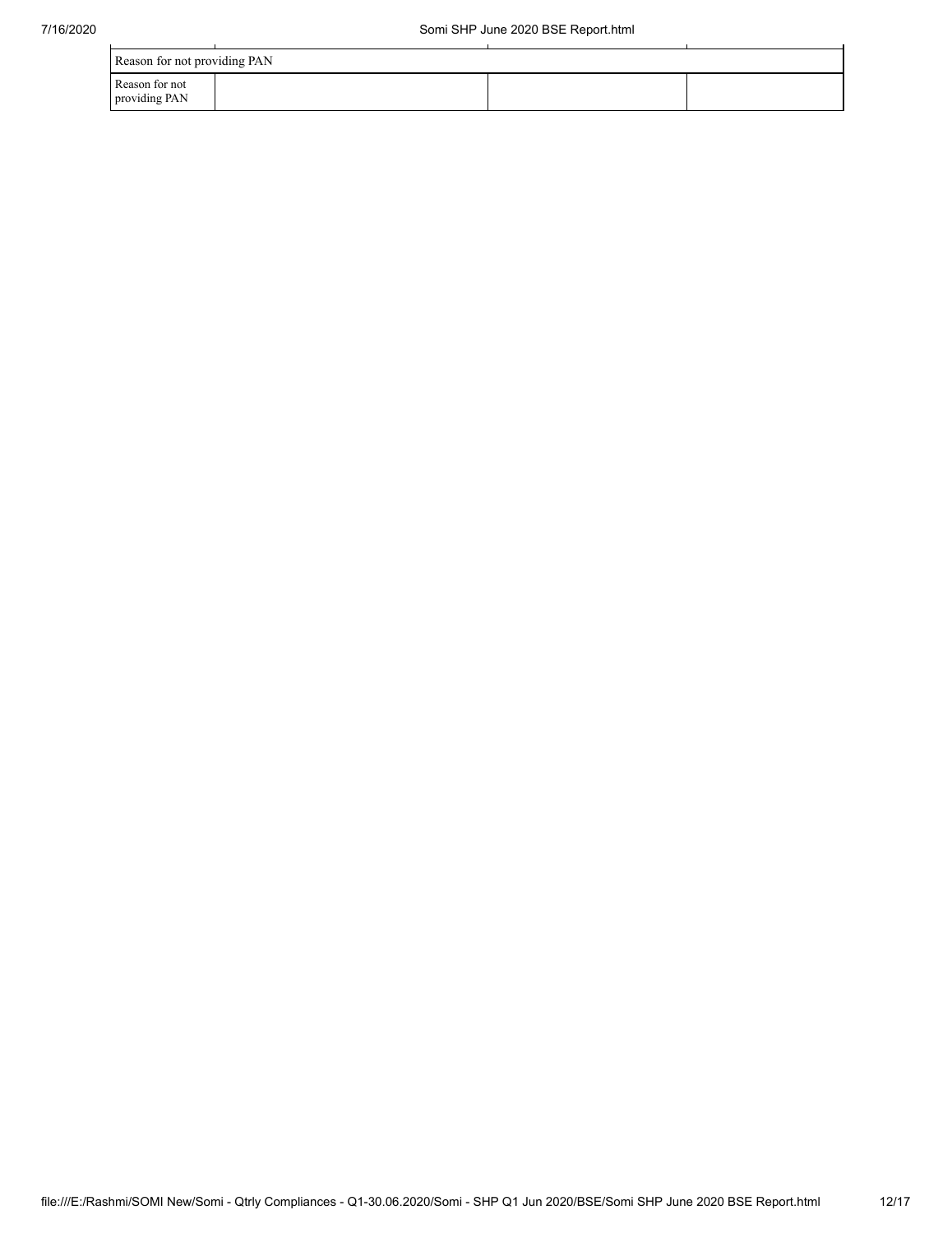| Reason for not providing PAN | | | |
|---|---|---|---|
| Reason for not providing PAN | | | |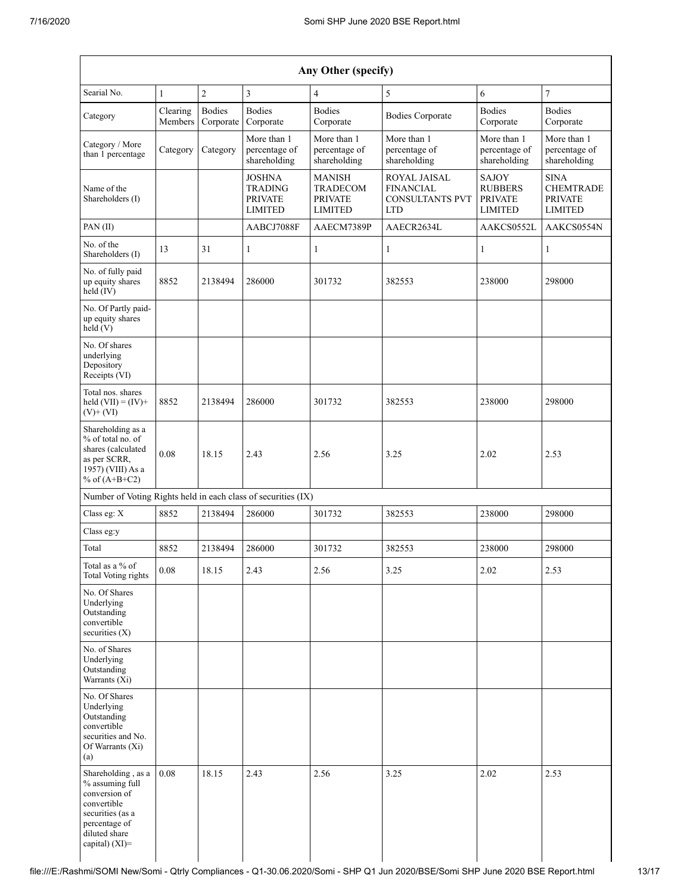| Any Other (specify) | | | | | | | |
|---|---|---|---|---|---|---|---|
| Searial No. | 1 | 2 | 3 | 4 | 5 | 6 | 7 |
| Category | Clearing Members | Bodies Corporate | Bodies Corporate | Bodies Corporate | Bodies Corporate | Bodies Corporate | Bodies Corporate |
| Category / More than 1 percentage | Category | Category | More than 1 percentage of shareholding | More than 1 percentage of shareholding | More than 1 percentage of shareholding | More than 1 percentage of shareholding | More than 1 percentage of shareholding |
| Name of the Shareholders (I) | | | JOSHNA TRADING PRIVATE LIMITED | MANISH TRADECOM PRIVATE LIMITED | ROYAL JAISAL FINANCIAL CONSULTANTS PVT LTD | SAJOY RUBBERS PRIVATE LIMITED | SINA CHEMTRADE PRIVATE LIMITED |
| PAN (II) | | | AABCJ7088F | AAECM7389P | AAECR2634L | AAKCS0552L | AAKCS0554N |
| No. of the Shareholders (I) | 13 | 31 | 1 | 1 | 1 | 1 | 1 |
| No. of fully paid up equity shares held (IV) | 8852 | 2138494 | 286000 | 301732 | 382553 | 238000 | 298000 |
| No. Of Partly paid-up equity shares held (V) | | | | | | | |
| No. Of shares underlying Depository Receipts (VI) | | | | | | | |
| Total nos. shares held (VII) = (IV)+ (V)+ (VI) | 8852 | 2138494 | 286000 | 301732 | 382553 | 238000 | 298000 |
| Shareholding as a % of total no. of shares (calculated as per SCRR, 1957) (VIII) As a % of (A+B+C2) | 0.08 | 18.15 | 2.43 | 2.56 | 3.25 | 2.02 | 2.53 |
| Number of Voting Rights held in each class of securities (IX) | | | | | | | |
| Class eg: X | 8852 | 2138494 | 286000 | 301732 | 382553 | 238000 | 298000 |
| Class eg:y | | | | | | | |
| Total | 8852 | 2138494 | 286000 | 301732 | 382553 | 238000 | 298000 |
| Total as a % of Total Voting rights | 0.08 | 18.15 | 2.43 | 2.56 | 3.25 | 2.02 | 2.53 |
| No. Of Shares Underlying Outstanding convertible securities (X) | | | | | | | |
| No. of Shares Underlying Outstanding Warrants (Xi) | | | | | | | |
| No. Of Shares Underlying Outstanding convertible securities and No. Of Warrants (Xi) (a) | | | | | | | |
| Shareholding , as a % assuming full conversion of convertible securities (as a percentage of diluted share capital) (XI)= | 0.08 | 18.15 | 2.43 | 2.56 | 3.25 | 2.02 | 2.53 |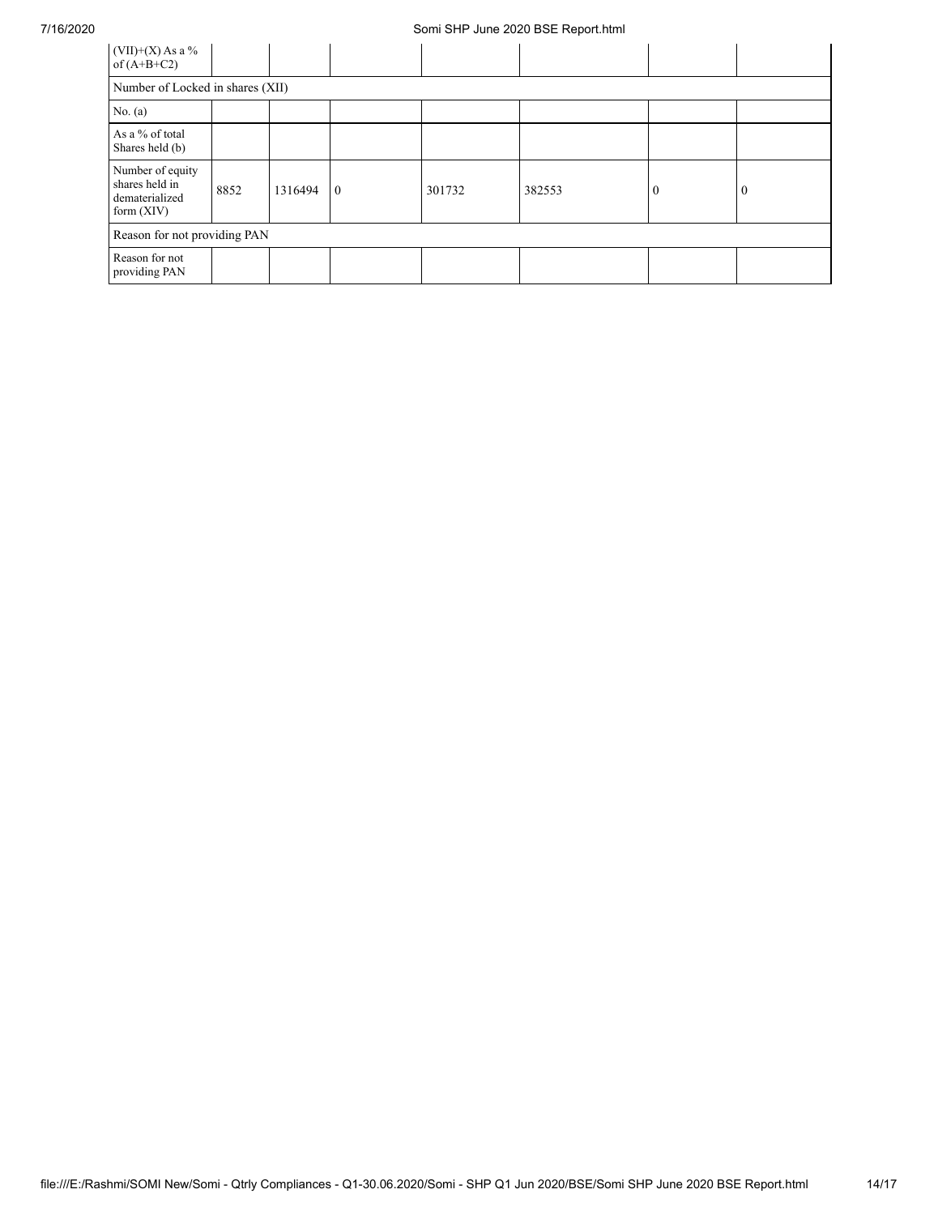| (VII)+(X) As a % of (A+B+C2) | | | | | | | |
|---|---|---|---|---|---|---|---|
| Number of Locked in shares (XII) | | | | | | | |
| No. (a) | | | | | | | |
| As a % of total Shares held (b) | | | | | | | |
| Number of equity shares held in dematerialized form (XIV) | 8852 | 1316494 | 0 | 301732 | 382553 | 0 | 0 |
| Reason for not providing PAN | | | | | | | |
| Reason for not providing PAN | | | | | | | |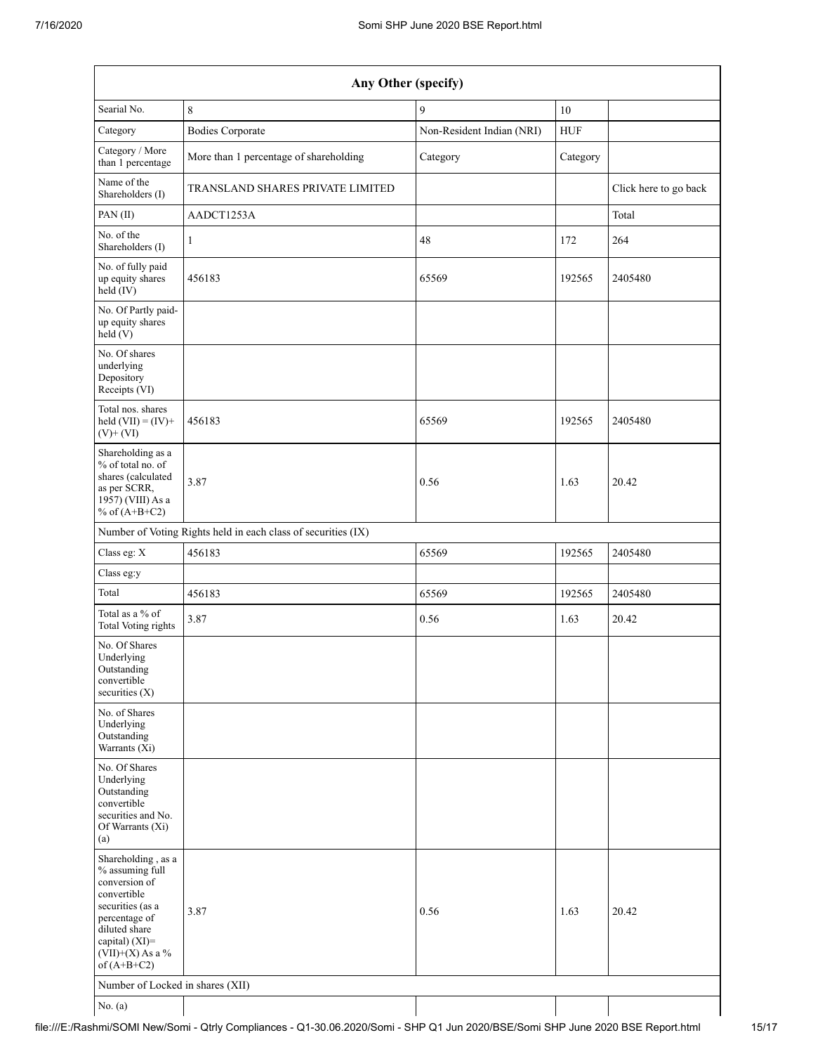| Any Other (specify) | | | | |
|---|---|---|---|---|
| Searial No. | 8 | 9 | 10 | |
| Category | Bodies Corporate | Non-Resident Indian (NRI) | HUF | |
| Category / More than 1 percentage | More than 1 percentage of shareholding | Category | Category | |
| Name of the Shareholders (I) | TRANSLAND SHARES PRIVATE LIMITED | | | Click here to go back |
| PAN (II) | AADCT1253A | | | Total |
| No. of the Shareholders (I) | 1 | 48 | 172 | 264 |
| No. of fully paid up equity shares held (IV) | 456183 | 65569 | 192565 | 2405480 |
| No. Of Partly paid-up equity shares held (V) | | | | |
| No. Of shares underlying Depository Receipts (VI) | | | | |
| Total nos. shares held (VII) = (IV)+ (V)+ (VI) | 456183 | 65569 | 192565 | 2405480 |
| Shareholding as a % of total no. of shares (calculated as per SCRR, 1957) (VIII) As a % of (A+B+C2) | 3.87 | 0.56 | 1.63 | 20.42 |
| Number of Voting Rights held in each class of securities (IX) | | | | |
| Class eg: X | 456183 | 65569 | 192565 | 2405480 |
| Class eg:y | | | | |
| Total | 456183 | 65569 | 192565 | 2405480 |
| Total as a % of Total Voting rights | 3.87 | 0.56 | 1.63 | 20.42 |
| No. Of Shares Underlying Outstanding convertible securities (X) | | | | |
| No. of Shares Underlying Outstanding Warrants (Xi) | | | | |
| No. Of Shares Underlying Outstanding convertible securities and No. Of Warrants (Xi) (a) | | | | |
| Shareholding , as a % assuming full conversion of convertible securities (as a percentage of diluted share capital) (XI)= (VII)+(X) As a % of (A+B+C2) | 3.87 | 0.56 | 1.63 | 20.42 |
| Number of Locked in shares (XII) | | | | |
| No. (a) | | | | |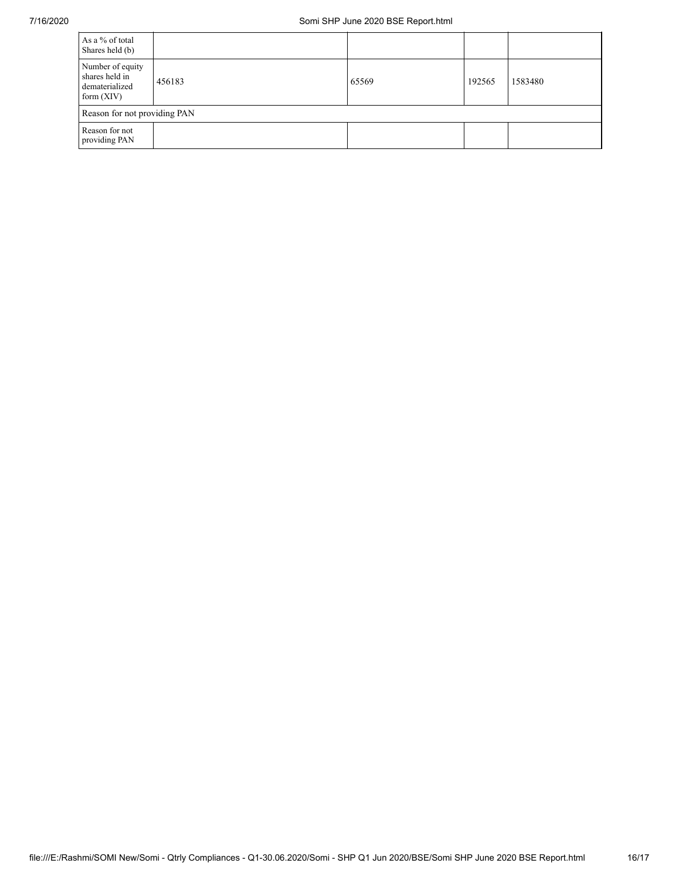| As a % of total Shares held (b) | | | | |
|---|---|---|---|---|
| Number of equity shares held in dematerialized form (XIV) | 456183 | 65569 | 192565 | 1583480 |
| Reason for not providing PAN | | | | |
| Reason for not providing PAN | | | | |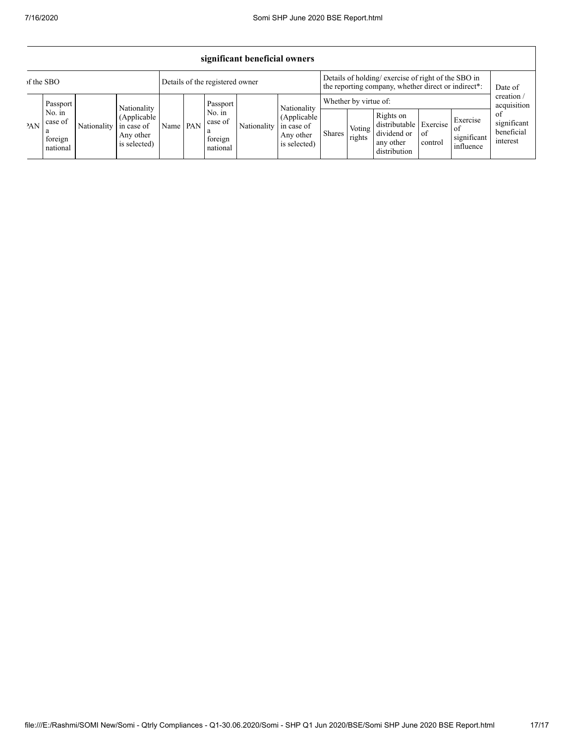| significant beneficial owners | | | | | | | | | | | | | | |
|---|---|---|---|---|---|---|---|---|---|---|---|---|---|---|
| of the SBO | | | | Details of the registered owner | | | | | Details of holding/ exercise of right of the SBO in the reporting company, whether direct or indirect*: | | | | | Date of creation / acquisition of significant beneficial interest |
| | | | | | | | | | Whether by virtue of: | | | | | |
| PAN | Passport No. in case of a foreign national | Nationality | Nationality (Applicable in case of Any other is selected) | Name | PAN | Passport No. in case of a foreign national | Nationality | Nationality (Applicable in case of Any other is selected) | Shares | Voting rights | Rights on distributable dividend or any other distribution | Exercise of control | Exercise of significant influence | |